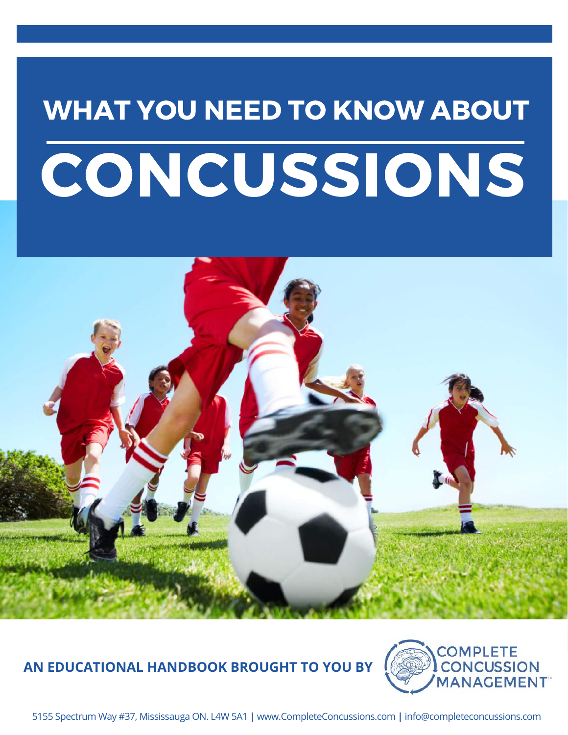# WHAT YOU NEED TO KNOW ABOUT

# CONCUSSIONS

**AN EDUCATIONAL HANDBOOK BROUGHT TO YOU BY**

COMPLETE CONCUSSION MANAGEMENT™

5155 Spectrum Way #37, Mississauga ON. L4W 5A1 | www.CompleteConcussions.com | info@completeconcussions.com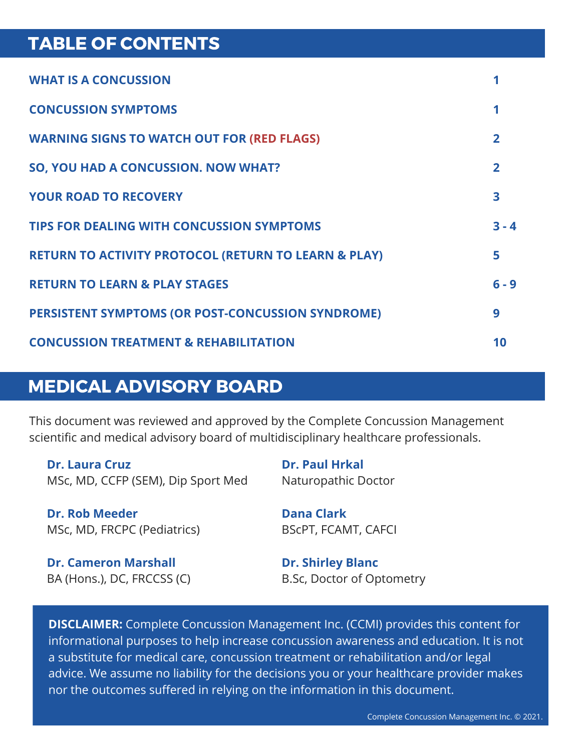## TABLE OF CONTENTS

| | |
|---|---|
| **WHAT IS A CONCUSSION** | **1** |
| **CONCUSSION SYMPTOMS** | **1** |
| **WARNING SIGNS TO WATCH OUT FOR (RED FLAGS)** | **2** |
| **SO, YOU HAD A CONCUSSION. NOW WHAT?** | **2** |
| **YOUR ROAD TO RECOVERY** | **3** |
| **TIPS FOR DEALING WITH CONCUSSION SYMPTOMS** | **3 - 4** |
| **RETURN TO ACTIVITY PROTOCOL (RETURN TO LEARN & PLAY)** | **5** |
| **RETURN TO LEARN & PLAY STAGES** | **6 - 9** |
| **PERSISTENT SYMPTOMS (OR POST-CONCUSSION SYNDROME)** | **9** |
| **CONCUSSION TREATMENT & REHABILITATION** | **10** |

## MEDICAL ADVISORY BOARD

This document was reviewed and approved by the Complete Concussion Management scientific and medical advisory board of multidisciplinary healthcare professionals.

**Dr. Laura Cruz**
MSc, MD, CCFP (SEM), Dip Sport Med

**Dr. Rob Meeder**
MSc, MD, FRCPC (Pediatrics)

**Dr. Cameron Marshall**
BA (Hons.), DC, FRCCSS (C)

**Dr. Paul Hrkal**
Naturopathic Doctor

**Dana Clark**
BScPT, FCAMT, CAFCI

**Dr. Shirley Blanc**
B.Sc, Doctor of Optometry

**DISCLAIMER:** Complete Concussion Management Inc. (CCMI) provides this content for informational purposes to help increase concussion awareness and education. It is not a substitute for medical care, concussion treatment or rehabilitation and/or legal advice. We assume no liability for the decisions you or your healthcare provider makes nor the outcomes suffered in relying on the information in this document.

Complete Concussion Management Inc. © 2021.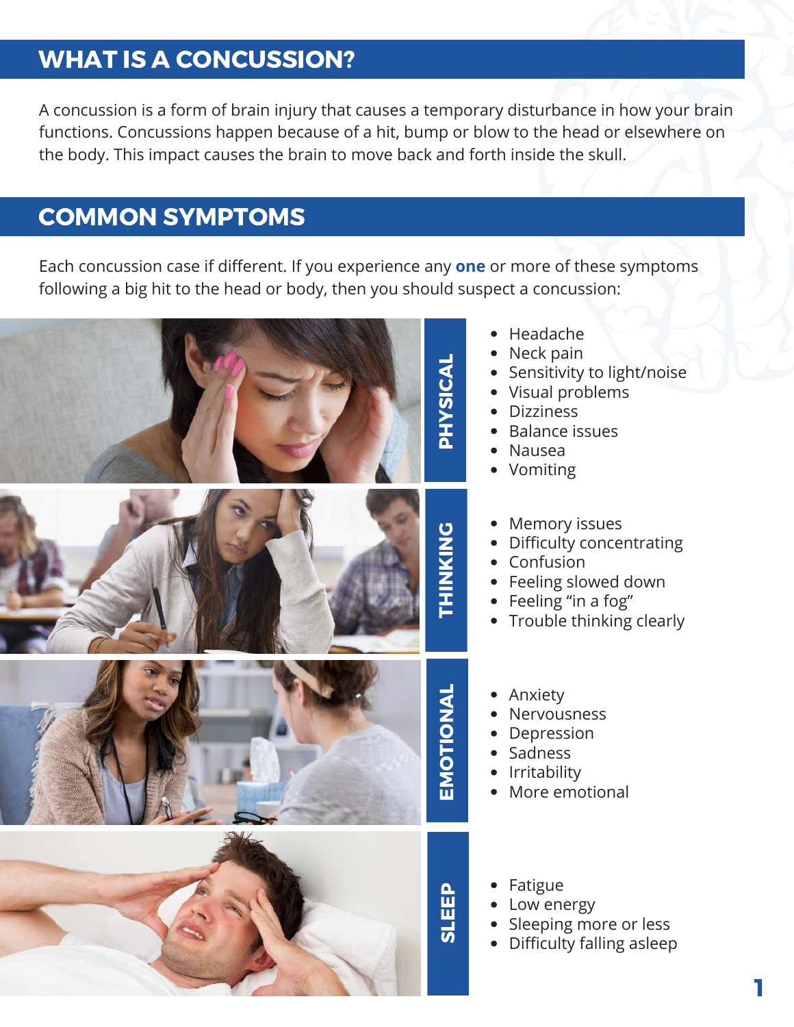## WHAT IS A CONCUSSION?

A concussion is a form of brain injury that causes a temporary disturbance in how your brain functions. Concussions happen because of a hit, bump or blow to the head or elsewhere on the body. This impact causes the brain to move back and forth inside the skull.

## COMMON SYMPTOMS

Each concussion case if different. If you experience any **one** or more of these symptoms following a big hit to the head or body, then you should suspect a concussion:

### PHYSICAL

- Headache
- Neck pain
- Sensitivity to light/noise
- Visual problems
- Dizziness
- Balance issues
- Nausea
- Vomiting

### THINKING

- Memory issues
- Difficulty concentrating
- Confusion
- Feeling slowed down
- Feeling "in a fog"
- Trouble thinking clearly

### EMOTIONAL

- Anxiety
- Nervousness
- Depression
- Sadness
- Irritability
- More emotional

### SLEEP

- Fatigue
- Low energy
- Sleeping more or less
- Difficulty falling asleep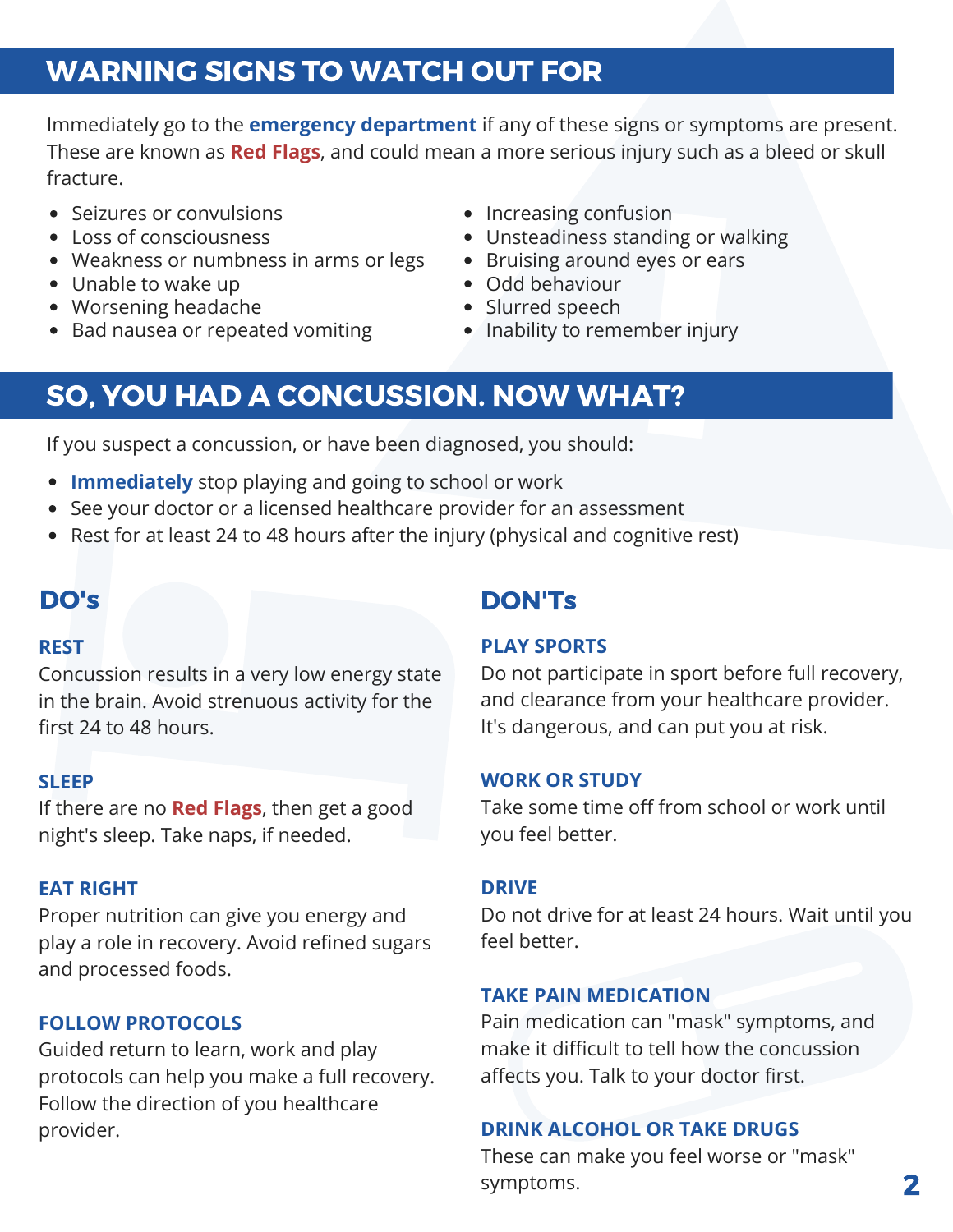## WARNING SIGNS TO WATCH OUT FOR

Immediately go to the **emergency department** if any of these signs or symptoms are present. These are known as **Red Flags**, and could mean a more serious injury such as a bleed or skull fracture.

- Seizures or convulsions
- Loss of consciousness
- Weakness or numbness in arms or legs
- Unable to wake up
- Worsening headache
- Bad nausea or repeated vomiting
- Increasing confusion
- Unsteadiness standing or walking
- Bruising around eyes or ears
- Odd behaviour
- Slurred speech
- Inability to remember injury

## SO, YOU HAD A CONCUSSION. NOW WHAT?

If you suspect a concussion, or have been diagnosed, you should:

- **Immediately** stop playing and going to school or work
- See your doctor or a licensed healthcare provider for an assessment
- Rest for at least 24 to 48 hours after the injury (physical and cognitive rest)

### DO's

**REST**

Concussion results in a very low energy state in the brain. Avoid strenuous activity for the first 24 to 48 hours.

**SLEEP**

If there are no **Red Flags**, then get a good night's sleep. Take naps, if needed.

**EAT RIGHT**

Proper nutrition can give you energy and play a role in recovery. Avoid refined sugars and processed foods.

**FOLLOW PROTOCOLS**

Guided return to learn, work and play protocols can help you make a full recovery. Follow the direction of you healthcare provider.

### DON'Ts

**PLAY SPORTS**

Do not participate in sport before full recovery, and clearance from your healthcare provider. It's dangerous, and can put you at risk.

**WORK OR STUDY**

Take some time off from school or work until you feel better.

**DRIVE**

Do not drive for at least 24 hours. Wait until you feel better.

**TAKE PAIN MEDICATION**

Pain medication can "mask" symptoms, and make it difficult to tell how the concussion affects you. Talk to your doctor first.

**DRINK ALCOHOL OR TAKE DRUGS**

These can make you feel worse or "mask" symptoms.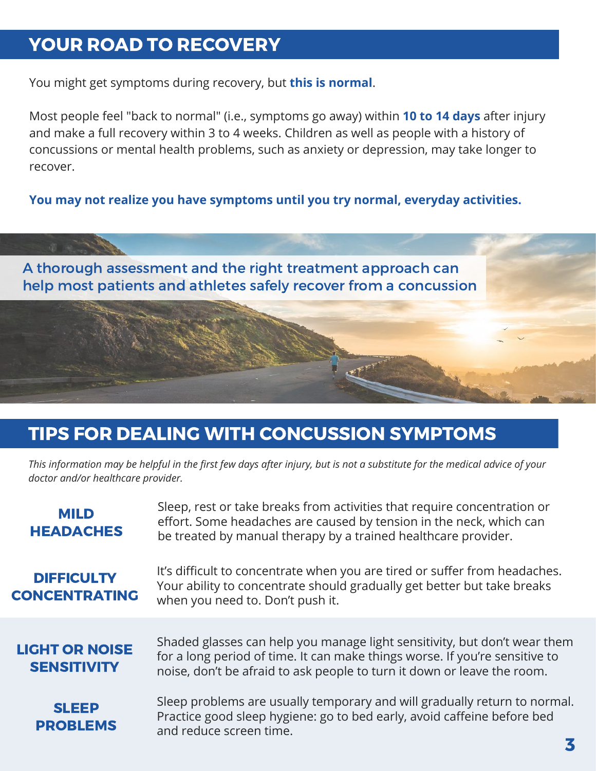## YOUR ROAD TO RECOVERY

You might get symptoms during recovery, but **this is normal**.

Most people feel "back to normal" (i.e., symptoms go away) within **10 to 14 days** after injury and make a full recovery within 3 to 4 weeks. Children as well as people with a history of concussions or mental health problems, such as anxiety or depression, may take longer to recover.

**You may not realize you have symptoms until you try normal, everyday activities.**

A thorough assessment and the right treatment approach can help most patients and athletes safely recover from a concussion

## TIPS FOR DEALING WITH CONCUSSION SYMPTOMS

*This information may be helpful in the first few days after injury, but is not a substitute for the medical advice of your doctor and/or healthcare provider.*

**MILD HEADACHES**

Sleep, rest or take breaks from activities that require concentration or effort. Some headaches are caused by tension in the neck, which can be treated by manual therapy by a trained healthcare provider.

**DIFFICULTY CONCENTRATING**

It's difficult to concentrate when you are tired or suffer from headaches. Your ability to concentrate should gradually get better but take breaks when you need to. Don't push it.

**LIGHT OR NOISE SENSITIVITY**

Shaded glasses can help you manage light sensitivity, but don't wear them for a long period of time. It can make things worse. If you're sensitive to noise, don't be afraid to ask people to turn it down or leave the room.

**SLEEP PROBLEMS**

Sleep problems are usually temporary and will gradually return to normal. Practice good sleep hygiene: go to bed early, avoid caffeine before bed and reduce screen time.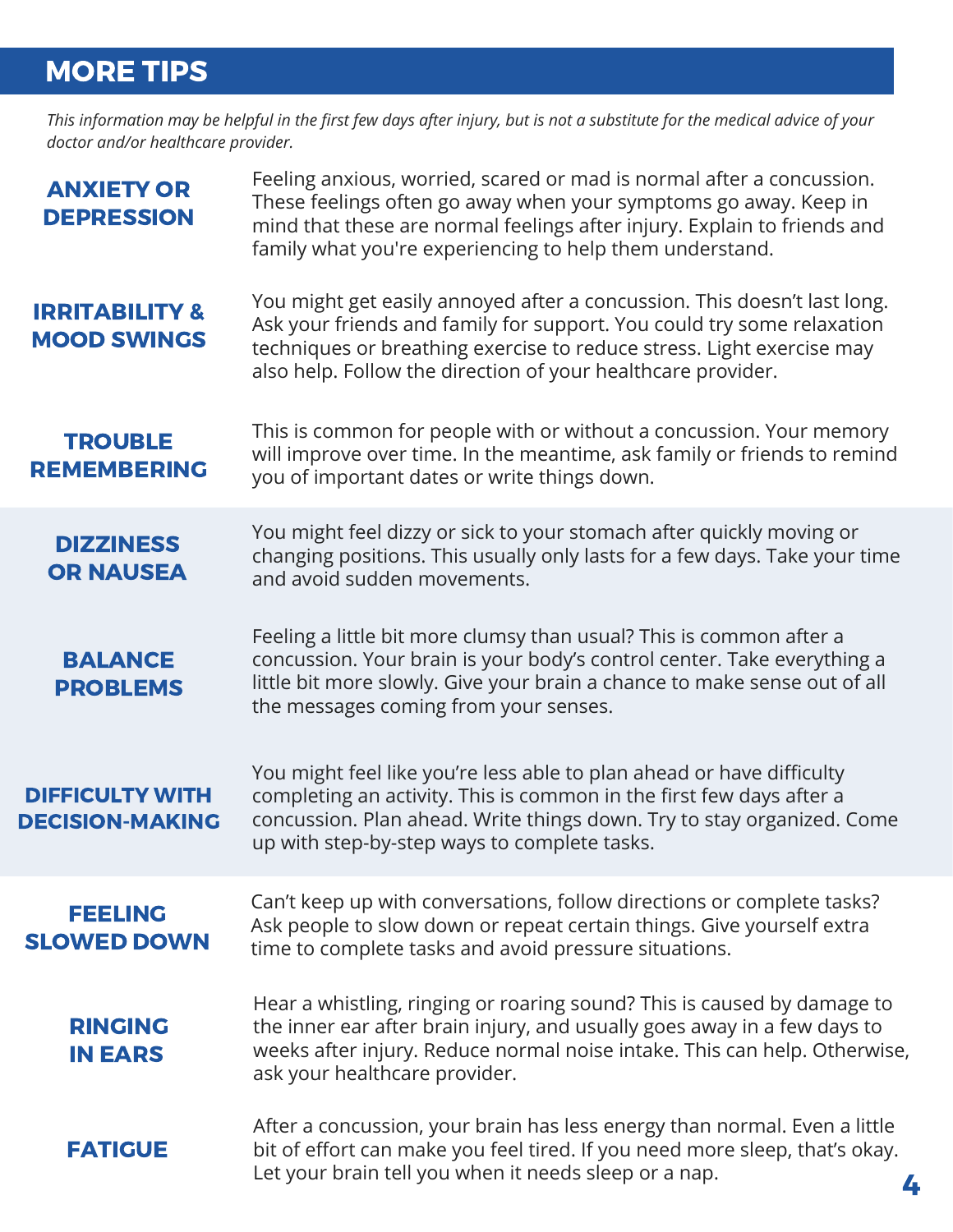## MORE TIPS

*This information may be helpful in the first few days after injury, but is not a substitute for the medical advice of your doctor and/or healthcare provider.*

**ANXIETY OR DEPRESSION**

Feeling anxious, worried, scared or mad is normal after a concussion. These feelings often go away when your symptoms go away. Keep in mind that these are normal feelings after injury. Explain to friends and family what you're experiencing to help them understand.

**IRRITABILITY & MOOD SWINGS**

You might get easily annoyed after a concussion. This doesn't last long. Ask your friends and family for support. You could try some relaxation techniques or breathing exercise to reduce stress. Light exercise may also help. Follow the direction of your healthcare provider.

**TROUBLE REMEMBERING**

This is common for people with or without a concussion. Your memory will improve over time. In the meantime, ask family or friends to remind you of important dates or write things down.

**DIZZINESS OR NAUSEA**

You might feel dizzy or sick to your stomach after quickly moving or changing positions. This usually only lasts for a few days. Take your time and avoid sudden movements.

**BALANCE PROBLEMS**

Feeling a little bit more clumsy than usual? This is common after a concussion. Your brain is your body's control center. Take everything a little bit more slowly. Give your brain a chance to make sense out of all the messages coming from your senses.

**DIFFICULTY WITH DECISION-MAKING**

You might feel like you're less able to plan ahead or have difficulty completing an activity. This is common in the first few days after a concussion. Plan ahead. Write things down. Try to stay organized. Come up with step-by-step ways to complete tasks.

**FEELING SLOWED DOWN**

Can't keep up with conversations, follow directions or complete tasks? Ask people to slow down or repeat certain things. Give yourself extra time to complete tasks and avoid pressure situations.

**RINGING IN EARS**

Hear a whistling, ringing or roaring sound? This is caused by damage to the inner ear after brain injury, and usually goes away in a few days to weeks after injury. Reduce normal noise intake. This can help. Otherwise, ask your healthcare provider.

**FATIGUE**

After a concussion, your brain has less energy than normal. Even a little bit of effort can make you feel tired. If you need more sleep, that's okay. Let your brain tell you when it needs sleep or a nap.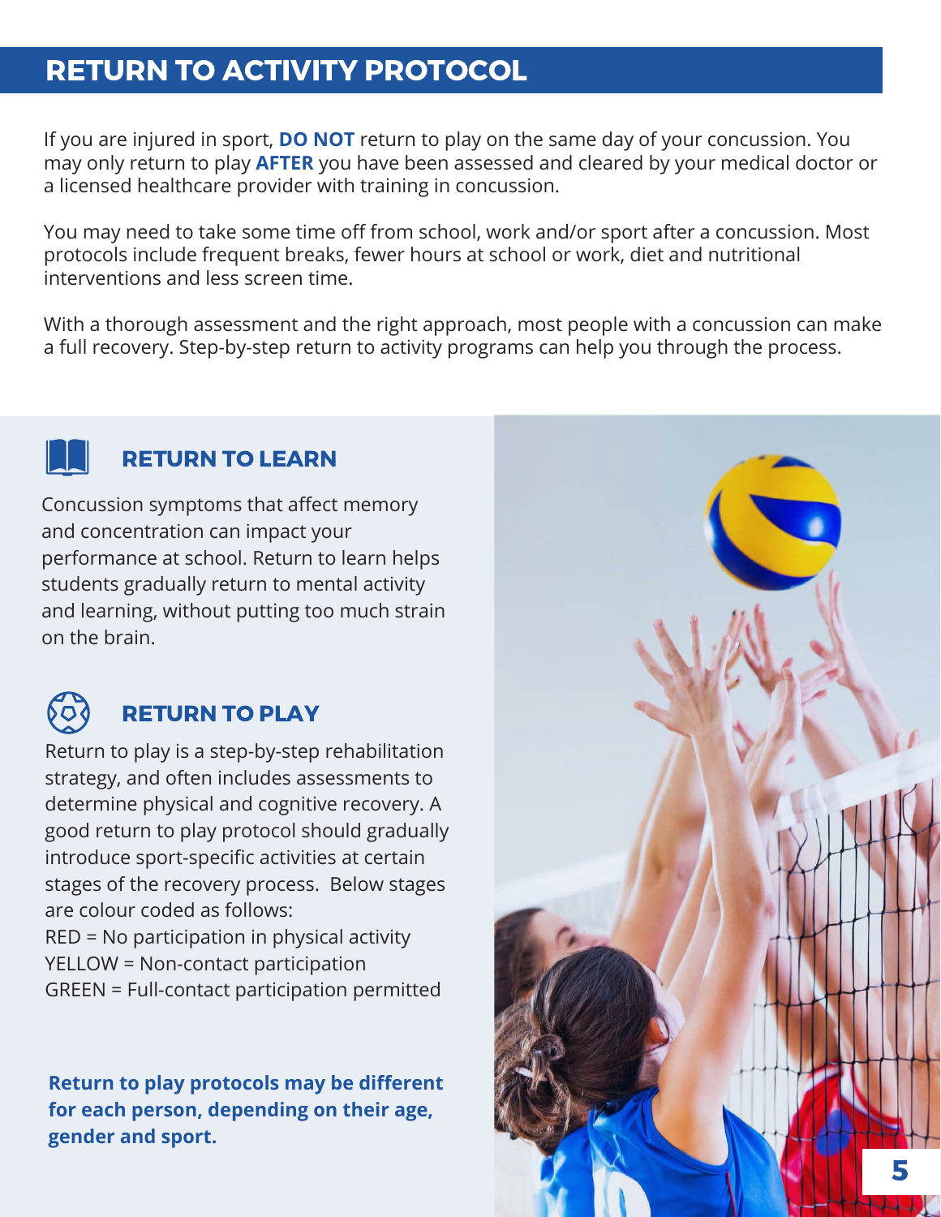# RETURN TO ACTIVITY PROTOCOL

If you are injured in sport, **DO NOT** return to play on the same day of your concussion. You may only return to play **AFTER** you have been assessed and cleared by your medical doctor or a licensed healthcare provider with training in concussion.

You may need to take some time off from school, work and/or sport after a concussion. Most protocols include frequent breaks, fewer hours at school or work, diet and nutritional interventions and less screen time.

With a thorough assessment and the right approach, most people with a concussion can make a full recovery. Step-by-step return to activity programs can help you through the process.

## RETURN TO LEARN

Concussion symptoms that affect memory and concentration can impact your performance at school. Return to learn helps students gradually return to mental activity and learning, without putting too much strain on the brain.

## RETURN TO PLAY

Return to play is a step-by-step rehabilitation strategy, and often includes assessments to determine physical and cognitive recovery. A good return to play protocol should gradually introduce sport-specific activities at certain stages of the recovery process. Below stages are colour coded as follows:

RED = No participation in physical activity
YELLOW = Non-contact participation
GREEN = Full-contact participation permitted

**Return to play protocols may be different for each person, depending on their age, gender and sport.**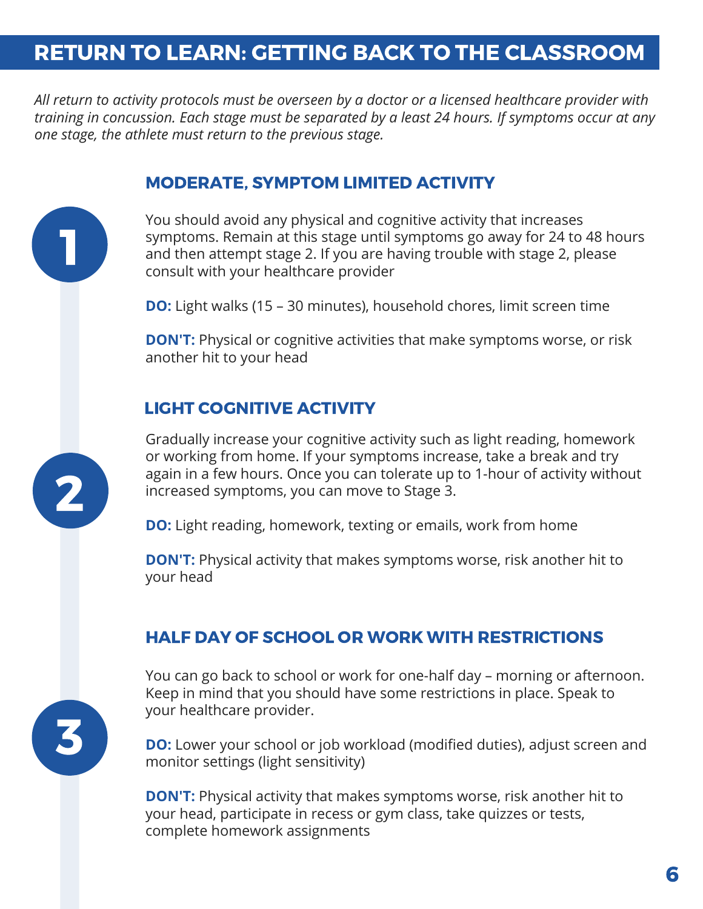# RETURN TO LEARN: GETTING BACK TO THE CLASSROOM

*All return to activity protocols must be overseen by a doctor or a licensed healthcare provider with training in concussion. Each stage must be separated by a least 24 hours. If symptoms occur at any one stage, the athlete must return to the previous stage.*

## 1 MODERATE, SYMPTOM LIMITED ACTIVITY

You should avoid any physical and cognitive activity that increases symptoms. Remain at this stage until symptoms go away for 24 to 48 hours and then attempt stage 2. If you are having trouble with stage 2, please consult with your healthcare provider

**DO:** Light walks (15 – 30 minutes), household chores, limit screen time

**DON'T:** Physical or cognitive activities that make symptoms worse, or risk another hit to your head

## 2 LIGHT COGNITIVE ACTIVITY

Gradually increase your cognitive activity such as light reading, homework or working from home. If your symptoms increase, take a break and try again in a few hours. Once you can tolerate up to 1-hour of activity without increased symptoms, you can move to Stage 3.

**DO:** Light reading, homework, texting or emails, work from home

**DON'T:** Physical activity that makes symptoms worse, risk another hit to your head

## 3 HALF DAY OF SCHOOL OR WORK WITH RESTRICTIONS

You can go back to school or work for one-half day – morning or afternoon. Keep in mind that you should have some restrictions in place. Speak to your healthcare provider.

**DO:** Lower your school or job workload (modified duties), adjust screen and monitor settings (light sensitivity)

**DON'T:** Physical activity that makes symptoms worse, risk another hit to your head, participate in recess or gym class, take quizzes or tests, complete homework assignments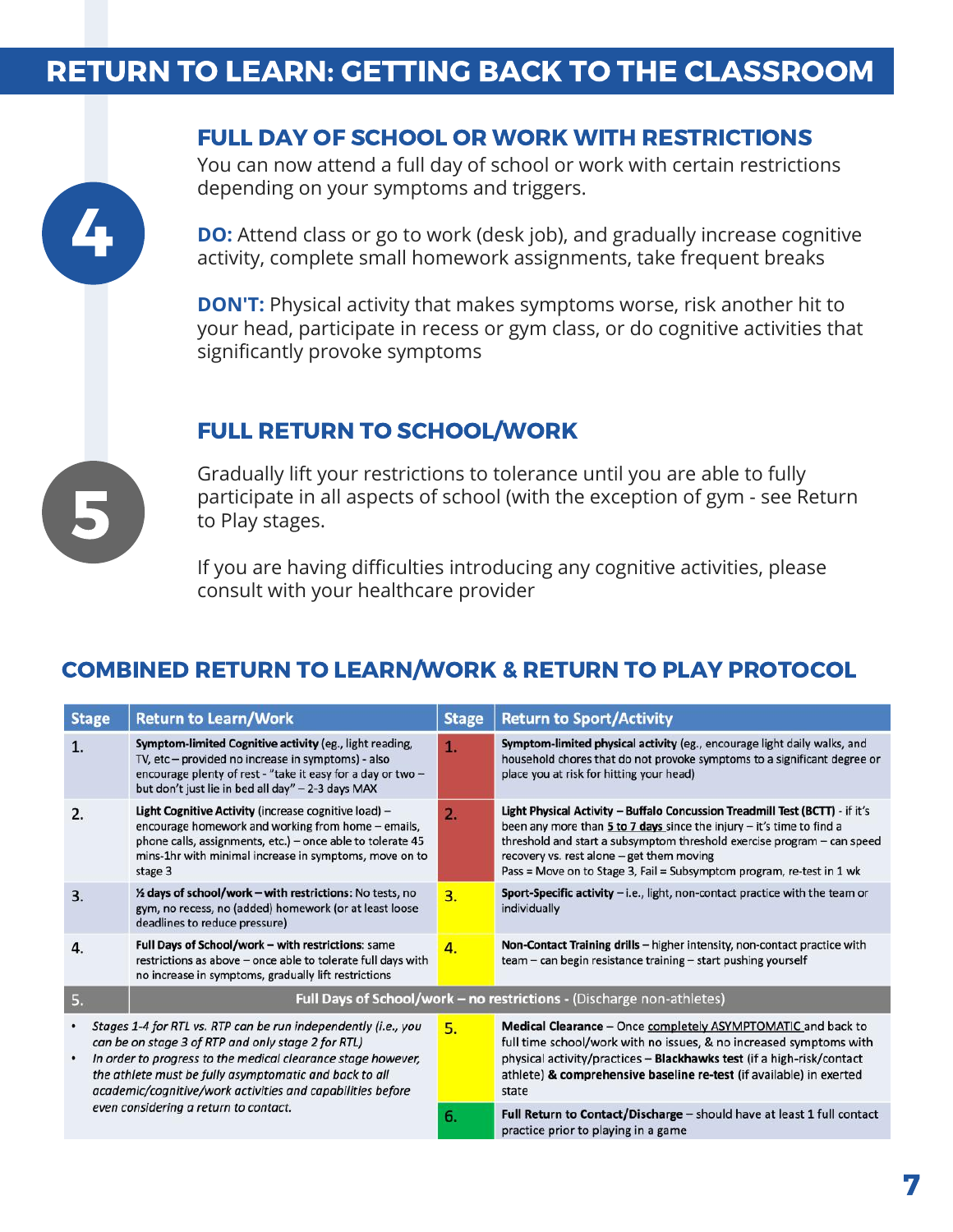# RETURN TO LEARN: GETTING BACK TO THE CLASSROOM

## 4

### FULL DAY OF SCHOOL OR WORK WITH RESTRICTIONS

You can now attend a full day of school or work with certain restrictions depending on your symptoms and triggers.

**DO:** Attend class or go to work (desk job), and gradually increase cognitive activity, complete small homework assignments, take frequent breaks

**DON'T:** Physical activity that makes symptoms worse, risk another hit to your head, participate in recess or gym class, or do cognitive activities that significantly provoke symptoms

## 5

### FULL RETURN TO SCHOOL/WORK

Gradually lift your restrictions to tolerance until you are able to fully participate in all aspects of school (with the exception of gym - see Return to Play stages.

If you are having difficulties introducing any cognitive activities, please consult with your healthcare provider

## COMBINED RETURN TO LEARN/WORK & RETURN TO PLAY PROTOCOL

| Stage | Return to Learn/Work | Stage | Return to Sport/Activity |
|---|---|---|---|
| 1. | **Symptom-limited Cognitive activity** (eg., light reading, TV, etc – provided no increase in symptoms) - also encourage plenty of rest - "take it easy for a day or two – but don't just lie in bed all day" – 2-3 days MAX | 1. | **Symptom-limited physical activity** (eg., encourage light daily walks, and household chores that do not provoke symptoms to a significant degree or place you at risk for hitting your head) |
| 2. | **Light Cognitive Activity** (increase cognitive load) – encourage homework and working from home – emails, phone calls, assignments, etc.) – once able to tolerate 45 mins-1hr with minimal increase in symptoms, move on to stage 3 | 2. | **Light Physical Activity – Buffalo Concussion Treadmill Test (BCTT)** - if it's been any more than 5 to 7 days since the injury – it's time to find a threshold and start a subsymptom threshold exercise program – can speed recovery vs. rest alone – get them moving<br>Pass = Move on to Stage 3, Fail = Subsymptom program, re-test in 1 wk |
| 3. | **½ days of school/work – with restrictions:** No tests, no gym, no recess, no (added) homework (or at least loose deadlines to reduce pressure) | 3. | **Sport-Specific activity** – i.e., light, non-contact practice with the team or individually |
| 4. | **Full Days of School/work – with restrictions:** same restrictions as above – once able to tolerate full days with no increase in symptoms, gradually lift restrictions | 4. | **Non-Contact Training drills** – higher intensity, non-contact practice with team – can begin resistance training – start pushing yourself |
| 5. | **Full Days of School/work – no restrictions** - (Discharge non-athletes) | | |
| • *Stages 1-4 for RTL vs. RTP can be run independently (i.e., you can be on stage 3 of RTP and only stage 2 for RTL)*<br>• *In order to progress to the medical clearance stage however, the athlete must be fully asymptomatic and back to all academic/cognitive/work activities and capabilities before even considering a return to contact.* | | 5. | **Medical Clearance** – Once completely ASYMPTOMATIC and back to full time school/work with no issues, & no increased symptoms with physical activity/practices – **Blackhawks test** (if a high-risk/contact athlete) **& comprehensive baseline re-test** (if available) in exerted state |
| | | 6. | **Full Return to Contact/Discharge** – should have at least 1 full contact practice prior to playing in a game |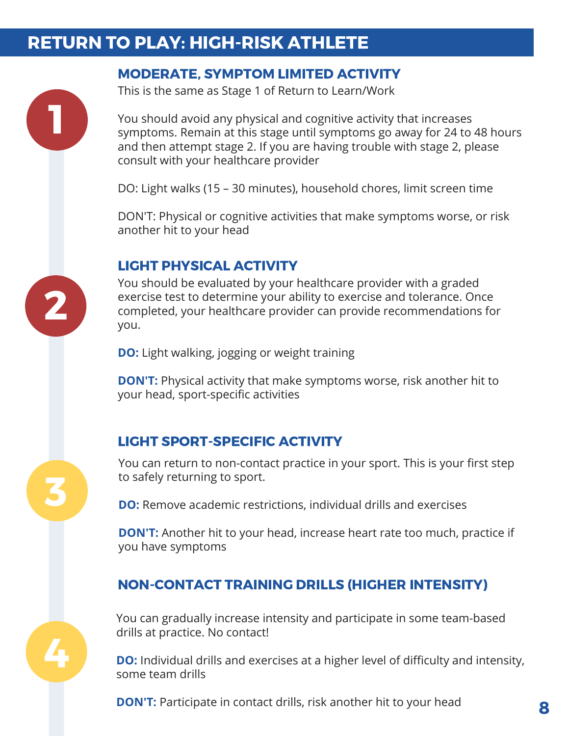# RETURN TO PLAY: HIGH-RISK ATHLETE

## 1. MODERATE, SYMPTOM LIMITED ACTIVITY

This is the same as Stage 1 of Return to Learn/Work

You should avoid any physical and cognitive activity that increases symptoms. Remain at this stage until symptoms go away for 24 to 48 hours and then attempt stage 2. If you are having trouble with stage 2, please consult with your healthcare provider

DO: Light walks (15 – 30 minutes), household chores, limit screen time

DON'T: Physical or cognitive activities that make symptoms worse, or risk another hit to your head

## 2. LIGHT PHYSICAL ACTIVITY

You should be evaluated by your healthcare provider with a graded exercise test to determine your ability to exercise and tolerance. Once completed, your healthcare provider can provide recommendations for you.

**DO:** Light walking, jogging or weight training

**DON'T:** Physical activity that make symptoms worse, risk another hit to your head, sport-specific activities

## 3. LIGHT SPORT-SPECIFIC ACTIVITY

You can return to non-contact practice in your sport. This is your first step to safely returning to sport.

**DO:** Remove academic restrictions, individual drills and exercises

**DON'T:** Another hit to your head, increase heart rate too much, practice if you have symptoms

## 4. NON-CONTACT TRAINING DRILLS (HIGHER INTENSITY)

You can gradually increase intensity and participate in some team-based drills at practice. No contact!

**DO:** Individual drills and exercises at a higher level of difficulty and intensity, some team drills

**DON'T:** Participate in contact drills, risk another hit to your head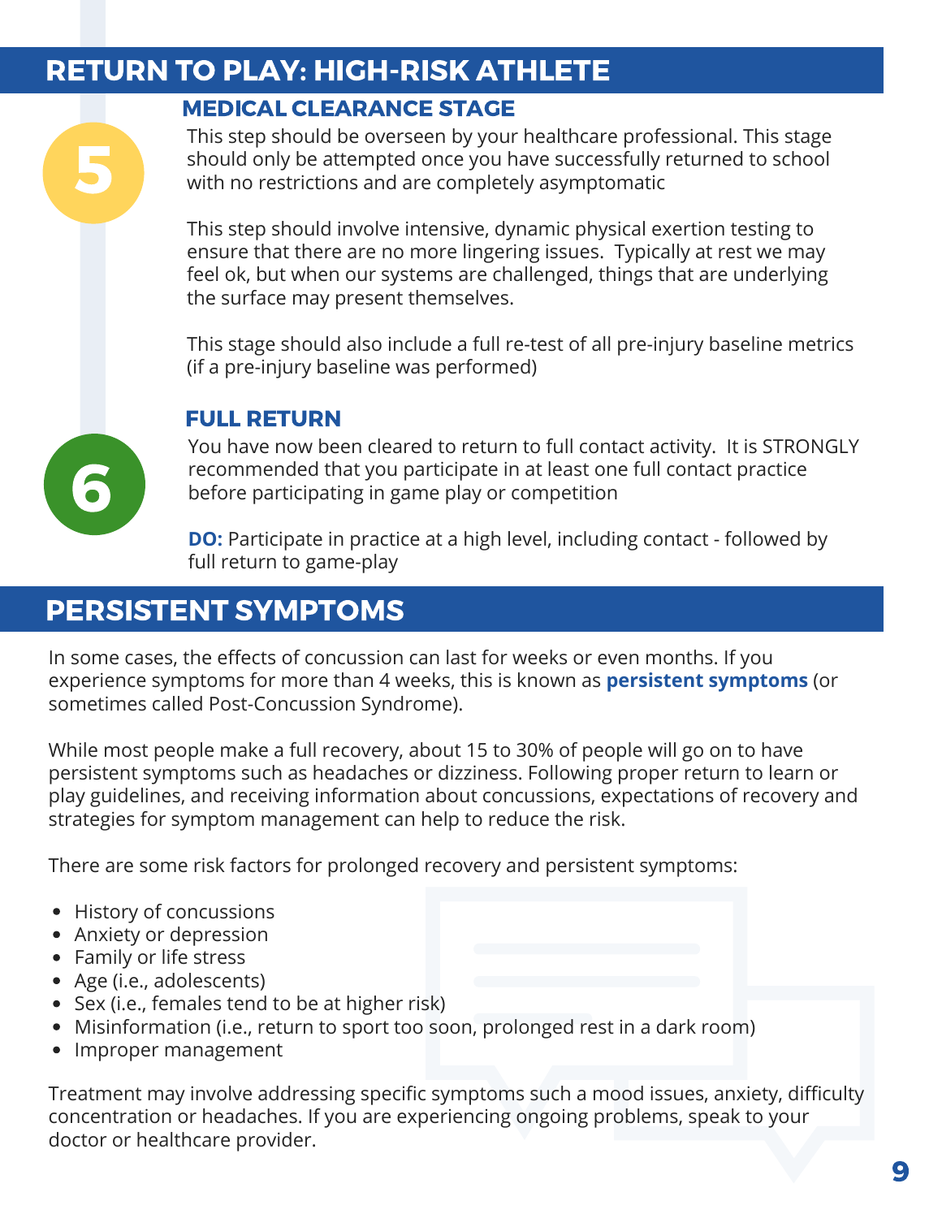## RETURN TO PLAY: HIGH-RISK ATHLETE

### 5 MEDICAL CLEARANCE STAGE

This step should be overseen by your healthcare professional. This stage should only be attempted once you have successfully returned to school with no restrictions and are completely asymptomatic

This step should involve intensive, dynamic physical exertion testing to ensure that there are no more lingering issues. Typically at rest we may feel ok, but when our systems are challenged, things that are underlying the surface may present themselves.

This stage should also include a full re-test of all pre-injury baseline metrics (if a pre-injury baseline was performed)

### 6 FULL RETURN

You have now been cleared to return to full contact activity. It is STRONGLY recommended that you participate in at least one full contact practice before participating in game play or competition

**DO:** Participate in practice at a high level, including contact - followed by full return to game-play

## PERSISTENT SYMPTOMS

In some cases, the effects of concussion can last for weeks or even months. If you experience symptoms for more than 4 weeks, this is known as **persistent symptoms** (or sometimes called Post-Concussion Syndrome).

While most people make a full recovery, about 15 to 30% of people will go on to have persistent symptoms such as headaches or dizziness. Following proper return to learn or play guidelines, and receiving information about concussions, expectations of recovery and strategies for symptom management can help to reduce the risk.

There are some risk factors for prolonged recovery and persistent symptoms:

- History of concussions
- Anxiety or depression
- Family or life stress
- Age (i.e., adolescents)
- Sex (i.e., females tend to be at higher risk)
- Misinformation (i.e., return to sport too soon, prolonged rest in a dark room)
- Improper management

Treatment may involve addressing specific symptoms such a mood issues, anxiety, difficulty concentration or headaches. If you are experiencing ongoing problems, speak to your doctor or healthcare provider.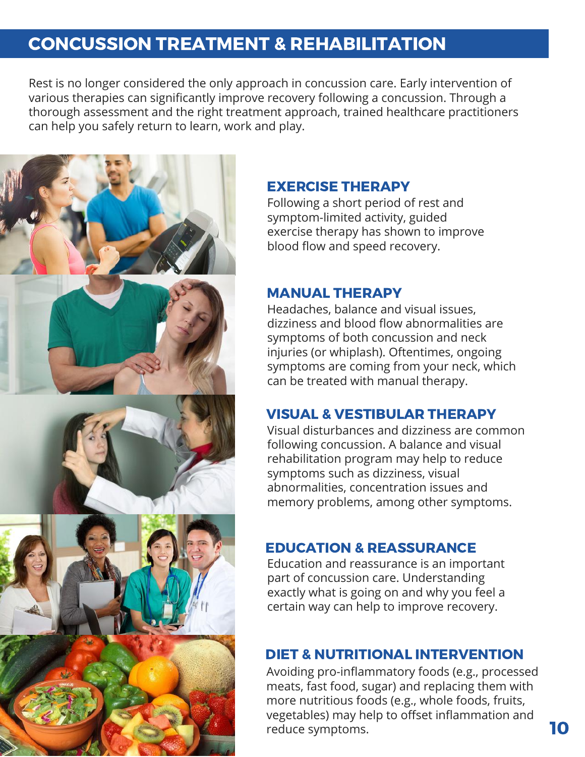# CONCUSSION TREATMENT & REHABILITATION

Rest is no longer considered the only approach in concussion care. Early intervention of various therapies can significantly improve recovery following a concussion. Through a thorough assessment and the right treatment approach, trained healthcare practitioners can help you safely return to learn, work and play.

## EXERCISE THERAPY

Following a short period of rest and symptom-limited activity, guided exercise therapy has shown to improve blood flow and speed recovery.

## MANUAL THERAPY

Headaches, balance and visual issues, dizziness and blood flow abnormalities are symptoms of both concussion and neck injuries (or whiplash). Oftentimes, ongoing symptoms are coming from your neck, which can be treated with manual therapy.

## VISUAL & VESTIBULAR THERAPY

Visual disturbances and dizziness are common following concussion. A balance and visual rehabilitation program may help to reduce symptoms such as dizziness, visual abnormalities, concentration issues and memory problems, among other symptoms.

## EDUCATION & REASSURANCE

Education and reassurance is an important part of concussion care. Understanding exactly what is going on and why you feel a certain way can help to improve recovery.

## DIET & NUTRITIONAL INTERVENTION

Avoiding pro-inflammatory foods (e.g., processed meats, fast food, sugar) and replacing them with more nutritious foods (e.g., whole foods, fruits, vegetables) may help to offset inflammation and reduce symptoms.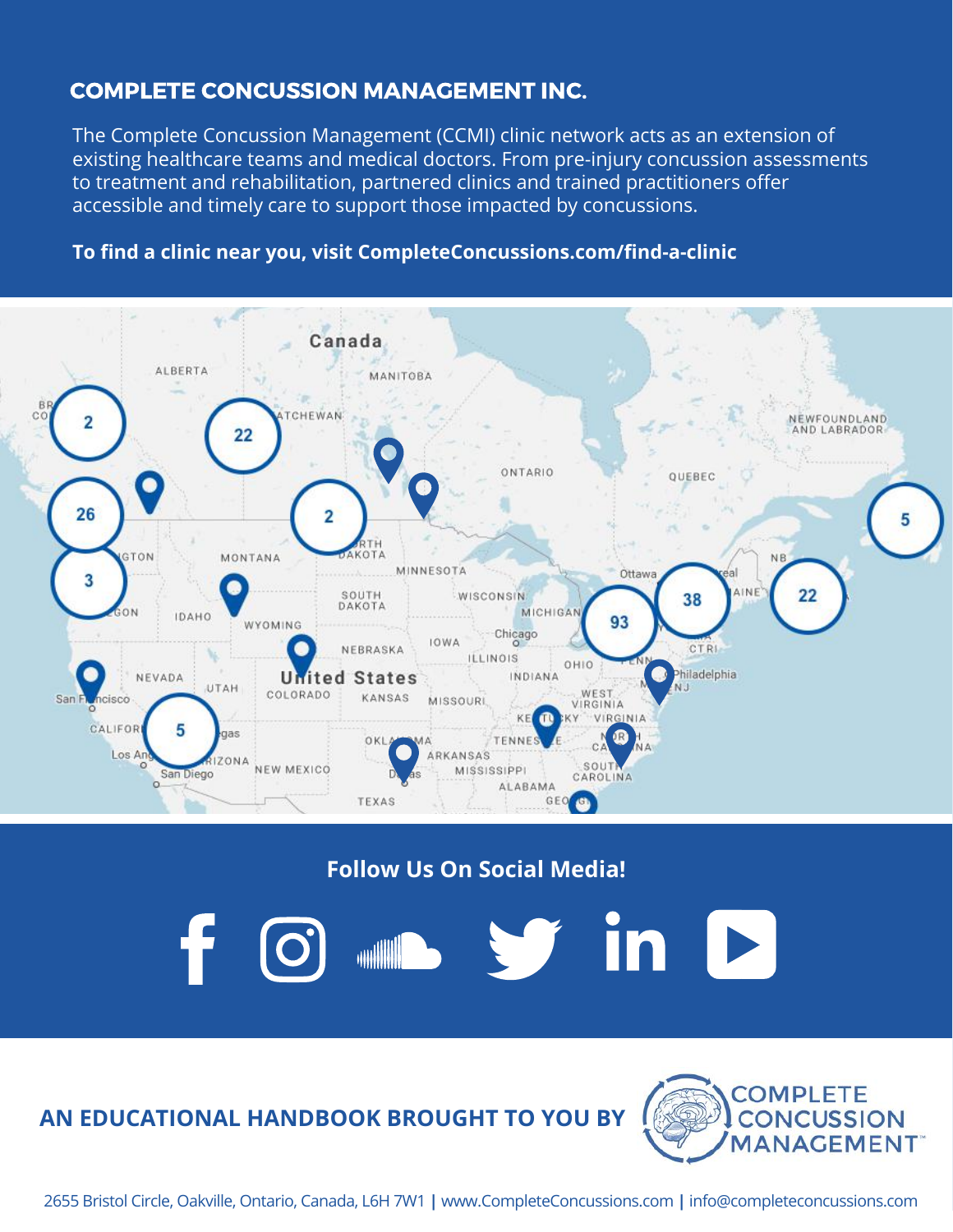## COMPLETE CONCUSSION MANAGEMENT INC.

The Complete Concussion Management (CCMI) clinic network acts as an extension of existing healthcare teams and medical doctors. From pre-injury concussion assessments to treatment and rehabilitation, partnered clinics and trained practitioners offer accessible and timely care to support those impacted by concussions.

**To find a clinic near you, visit CompleteConcussions.com/find-a-clinic**

**Follow Us On Social Media!**

**AN EDUCATIONAL HANDBOOK BROUGHT TO YOU BY** COMPLETE CONCUSSION MANAGEMENT™

2655 Bristol Circle, Oakville, Ontario, Canada, L6H 7W1 | www.CompleteConcussions.com | info@completeconcussions.com